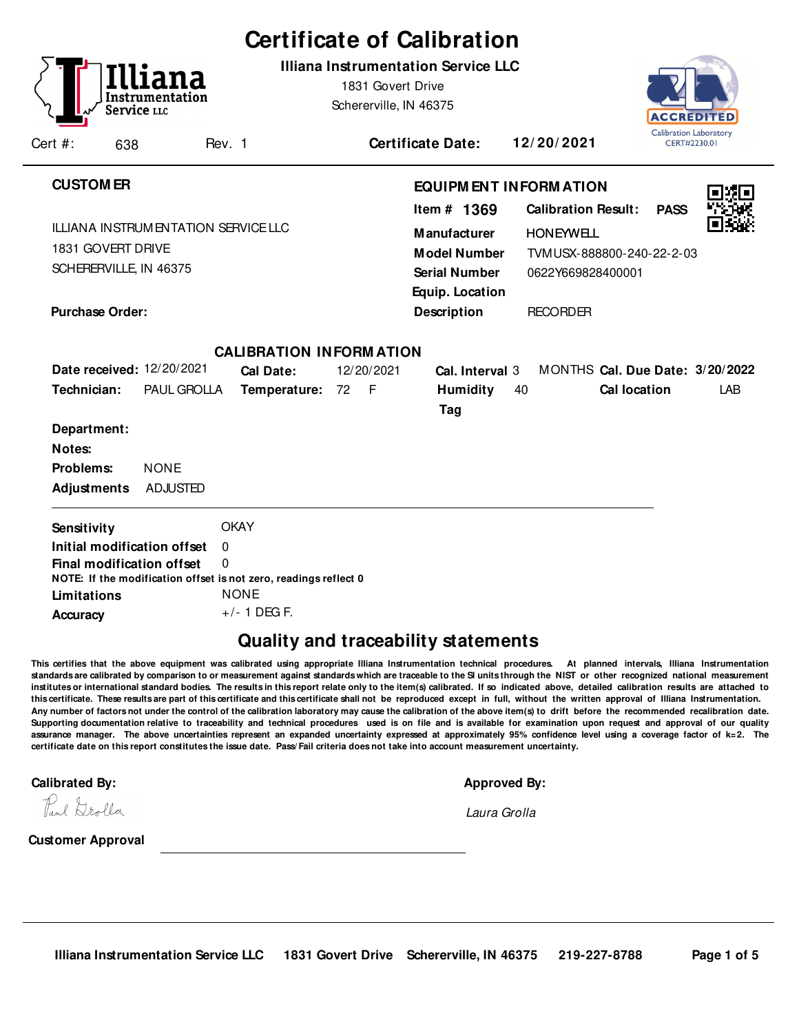# Certificate of Calibration

**Illiana Instrumentation Service LLC**
1831 Govert Drive
Schererville, IN 46375

ACCREDITED Calibration Laboratory CERT#2230.01

Cert #: 638 Rev. 1 **Certificate Date:** **12/20/2021**

---

**CUSTOMER**

ILLIANA INSTRUMENTATION SERVICE LLC
1831 GOVERT DRIVE
SCHERERVILLE, IN 46375

**Purchase Order:**

**EQUIPMENT INFORMATION**

| | |
|---|---|
| **Item #** | **1369** |
| **Calibration Result:** | **PASS** |
| **Manufacturer** | HONEYWELL |
| **Model Number** | TVMUSX-888800-240-22-2-03 |
| **Serial Number** | 0622Y669828400001 |
| **Equip. Location** | |
| **Description** | RECORDER |

## CALIBRATION INFORMATION

| | | | | | | | |
|---|---|---|---|---|---|---|---|
| **Date received:** | 12/20/2021 | **Cal Date:** | 12/20/2021 | **Cal. Interval** | 3 MONTHS | **Cal. Due Date:** | **3/20/2022** |
| **Technician:** | PAUL GROLLA | **Temperature:** | 72 F | **Humidity** | 40 | **Cal location** | LAB |
| | | | | **Tag** | | | |

**Department:**
**Notes:**
**Problems:** NONE
**Adjustments** ADJUSTED

---

**Sensitivity** OKAY
**Initial modification offset** 0
**Final modification offset** 0
**NOTE: If the modification offset is not zero, readings reflect 0**
**Limitations** NONE
**Accuracy** +/- 1 DEG F.

## Quality and traceability statements

**This certifies that the above equipment was calibrated using appropriate Illiana Instrumentation technical procedures. At planned intervals, Illiana Instrumentation standards are calibrated by comparison to or measurement against standards which are traceable to the SI units through the NIST or other recognized national measurement institutes or international standard bodies. The results in this report relate only to the item(s) calibrated. If so indicated above, detailed calibration results are attached to this certificate. These results are part of this certificate and this certificate shall not be reproduced except in full, without the written approval of Illiana Instrumentation. Any number of factors not under the control of the calibration laboratory may cause the calibration of the above item(s) to drift before the recommended recalibration date. Supporting documentation relative to traceability and technical procedures used is on file and is available for examination upon request and approval of our quality assurance manager. The above uncertainties represent an expanded uncertainty expressed at approximately 95% confidence level using a coverage factor of k=2. The certificate date on this report constitutes the issue date. Pass/Fail criteria does not take into account measurement uncertainty.**

**Calibrated By:** Paul Grolla

**Approved By:** *Laura Grolla*

**Customer Approval** ______________________________

Illiana Instrumentation Service LLC 1831 Govert Drive Schererville, IN 46375 219-227-8788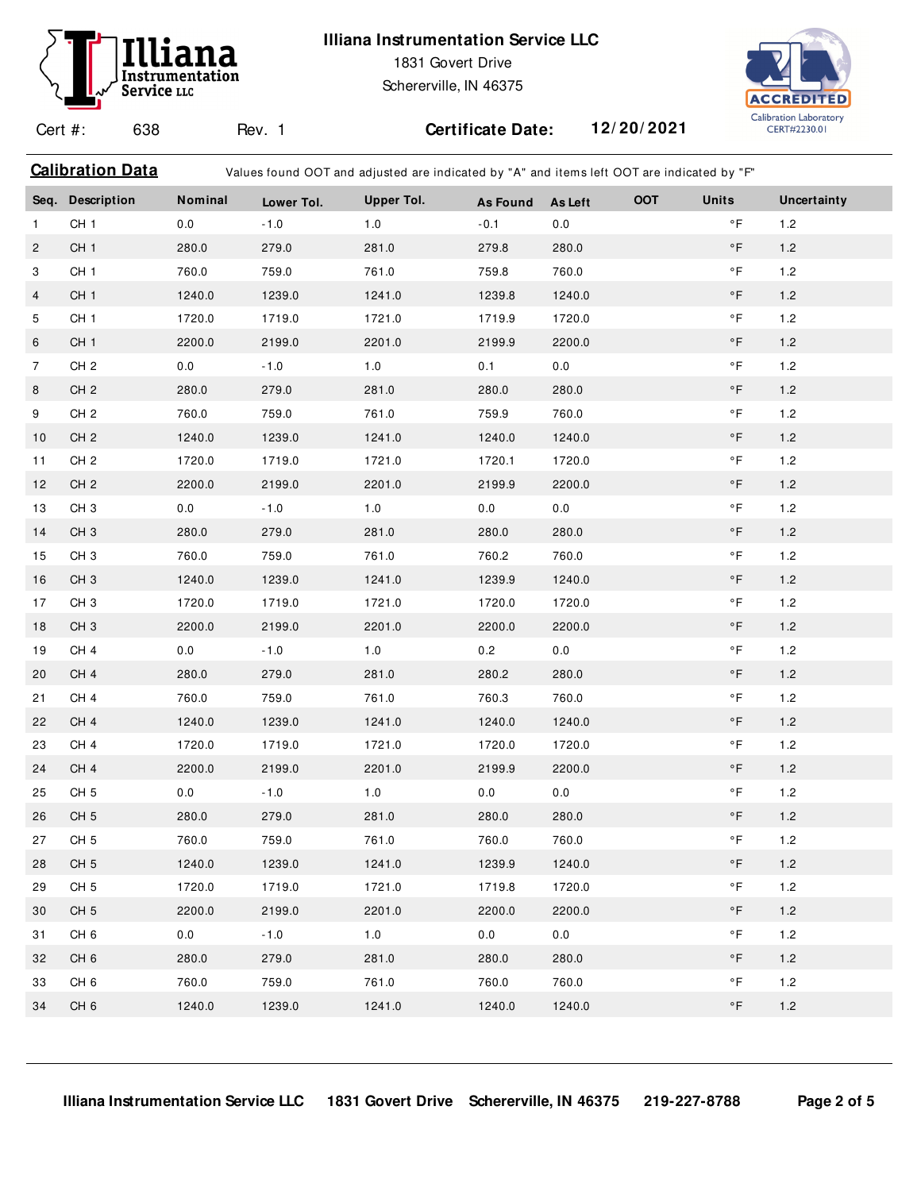**Illiana Instrumentation Service LLC**

1831 Govert Drive

Schererville, IN 46375

Cert #: 638 Rev. 1 **Certificate Date:** **12/20/2021**

## Calibration Data

Values found OOT and adjusted are indicated by "A" and items left OOT are indicated by "F"

| Seq. | Description | Nominal | Lower Tol. | Upper Tol. | As Found | As Left | OOT | Units | Uncertainty |
|---|---|---|---|---|---|---|---|---|---|
| 1 | CH 1 | 0.0 | -1.0 | 1.0 | -0.1 | 0.0 | | °F | 1.2 |
| 2 | CH 1 | 280.0 | 279.0 | 281.0 | 279.8 | 280.0 | | °F | 1.2 |
| 3 | CH 1 | 760.0 | 759.0 | 761.0 | 759.8 | 760.0 | | °F | 1.2 |
| 4 | CH 1 | 1240.0 | 1239.0 | 1241.0 | 1239.8 | 1240.0 | | °F | 1.2 |
| 5 | CH 1 | 1720.0 | 1719.0 | 1721.0 | 1719.9 | 1720.0 | | °F | 1.2 |
| 6 | CH 1 | 2200.0 | 2199.0 | 2201.0 | 2199.9 | 2200.0 | | °F | 1.2 |
| 7 | CH 2 | 0.0 | -1.0 | 1.0 | 0.1 | 0.0 | | °F | 1.2 |
| 8 | CH 2 | 280.0 | 279.0 | 281.0 | 280.0 | 280.0 | | °F | 1.2 |
| 9 | CH 2 | 760.0 | 759.0 | 761.0 | 759.9 | 760.0 | | °F | 1.2 |
| 10 | CH 2 | 1240.0 | 1239.0 | 1241.0 | 1240.0 | 1240.0 | | °F | 1.2 |
| 11 | CH 2 | 1720.0 | 1719.0 | 1721.0 | 1720.1 | 1720.0 | | °F | 1.2 |
| 12 | CH 2 | 2200.0 | 2199.0 | 2201.0 | 2199.9 | 2200.0 | | °F | 1.2 |
| 13 | CH 3 | 0.0 | -1.0 | 1.0 | 0.0 | 0.0 | | °F | 1.2 |
| 14 | CH 3 | 280.0 | 279.0 | 281.0 | 280.0 | 280.0 | | °F | 1.2 |
| 15 | CH 3 | 760.0 | 759.0 | 761.0 | 760.2 | 760.0 | | °F | 1.2 |
| 16 | CH 3 | 1240.0 | 1239.0 | 1241.0 | 1239.9 | 1240.0 | | °F | 1.2 |
| 17 | CH 3 | 1720.0 | 1719.0 | 1721.0 | 1720.0 | 1720.0 | | °F | 1.2 |
| 18 | CH 3 | 2200.0 | 2199.0 | 2201.0 | 2200.0 | 2200.0 | | °F | 1.2 |
| 19 | CH 4 | 0.0 | -1.0 | 1.0 | 0.2 | 0.0 | | °F | 1.2 |
| 20 | CH 4 | 280.0 | 279.0 | 281.0 | 280.2 | 280.0 | | °F | 1.2 |
| 21 | CH 4 | 760.0 | 759.0 | 761.0 | 760.3 | 760.0 | | °F | 1.2 |
| 22 | CH 4 | 1240.0 | 1239.0 | 1241.0 | 1240.0 | 1240.0 | | °F | 1.2 |
| 23 | CH 4 | 1720.0 | 1719.0 | 1721.0 | 1720.0 | 1720.0 | | °F | 1.2 |
| 24 | CH 4 | 2200.0 | 2199.0 | 2201.0 | 2199.9 | 2200.0 | | °F | 1.2 |
| 25 | CH 5 | 0.0 | -1.0 | 1.0 | 0.0 | 0.0 | | °F | 1.2 |
| 26 | CH 5 | 280.0 | 279.0 | 281.0 | 280.0 | 280.0 | | °F | 1.2 |
| 27 | CH 5 | 760.0 | 759.0 | 761.0 | 760.0 | 760.0 | | °F | 1.2 |
| 28 | CH 5 | 1240.0 | 1239.0 | 1241.0 | 1239.9 | 1240.0 | | °F | 1.2 |
| 29 | CH 5 | 1720.0 | 1719.0 | 1721.0 | 1719.8 | 1720.0 | | °F | 1.2 |
| 30 | CH 5 | 2200.0 | 2199.0 | 2201.0 | 2200.0 | 2200.0 | | °F | 1.2 |
| 31 | CH 6 | 0.0 | -1.0 | 1.0 | 0.0 | 0.0 | | °F | 1.2 |
| 32 | CH 6 | 280.0 | 279.0 | 281.0 | 280.0 | 280.0 | | °F | 1.2 |
| 33 | CH 6 | 760.0 | 759.0 | 761.0 | 760.0 | 760.0 | | °F | 1.2 |
| 34 | CH 6 | 1240.0 | 1239.0 | 1241.0 | 1240.0 | 1240.0 | | °F | 1.2 |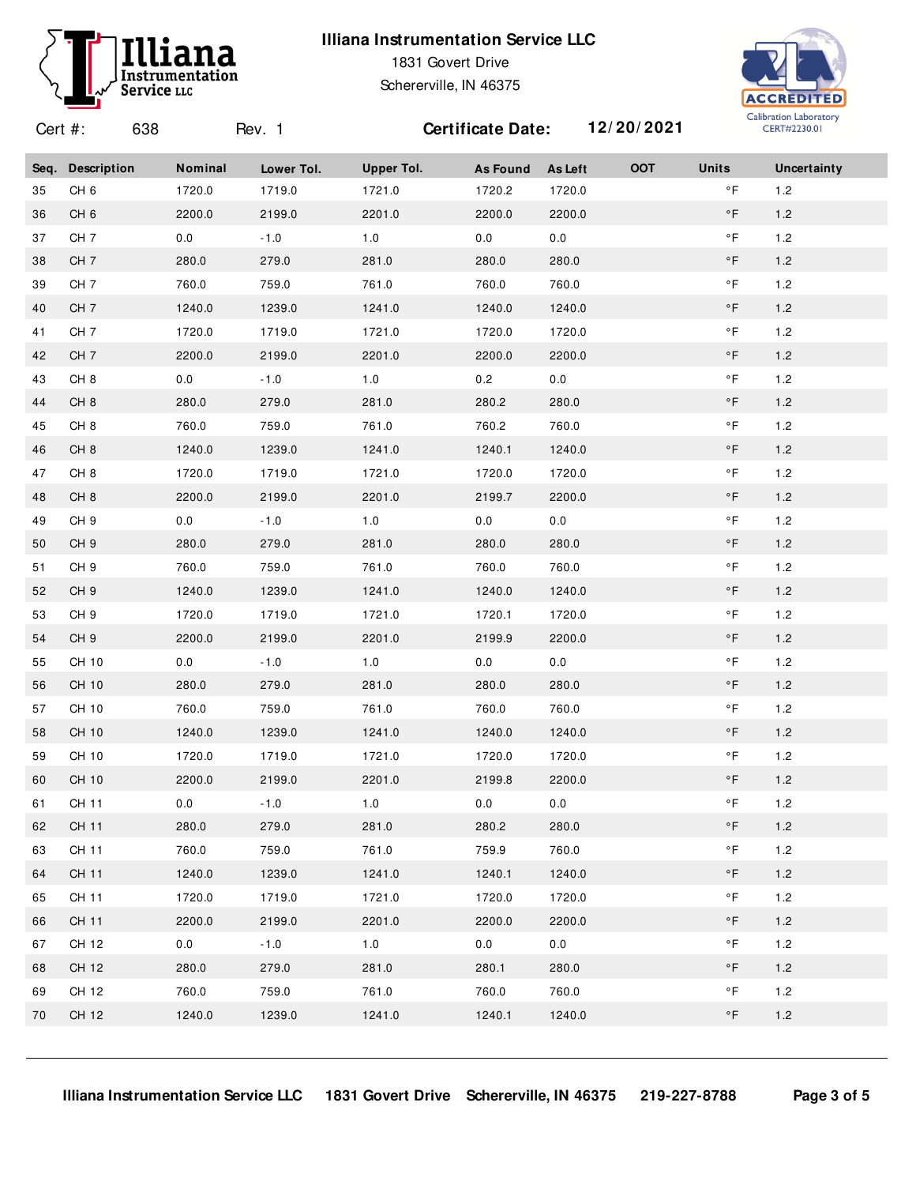# Illiana Instrumentation Service LLC

1831 Govert Drive
Schererville, IN 46375

ACCREDITED Calibration Laboratory CERT#2230.01

Cert #: 638 Rev. 1 **Certificate Date:** **12/20/2021**

| Seq. | Description | Nominal | Lower Tol. | Upper Tol. | As Found | As Left | OOT | Units | Uncertainty |
|---|---|---|---|---|---|---|---|---|---|
| 35 | CH 6 | 1720.0 | 1719.0 | 1721.0 | 1720.2 | 1720.0 | | °F | 1.2 |
| 36 | CH 6 | 2200.0 | 2199.0 | 2201.0 | 2200.0 | 2200.0 | | °F | 1.2 |
| 37 | CH 7 | 0.0 | -1.0 | 1.0 | 0.0 | 0.0 | | °F | 1.2 |
| 38 | CH 7 | 280.0 | 279.0 | 281.0 | 280.0 | 280.0 | | °F | 1.2 |
| 39 | CH 7 | 760.0 | 759.0 | 761.0 | 760.0 | 760.0 | | °F | 1.2 |
| 40 | CH 7 | 1240.0 | 1239.0 | 1241.0 | 1240.0 | 1240.0 | | °F | 1.2 |
| 41 | CH 7 | 1720.0 | 1719.0 | 1721.0 | 1720.0 | 1720.0 | | °F | 1.2 |
| 42 | CH 7 | 2200.0 | 2199.0 | 2201.0 | 2200.0 | 2200.0 | | °F | 1.2 |
| 43 | CH 8 | 0.0 | -1.0 | 1.0 | 0.2 | 0.0 | | °F | 1.2 |
| 44 | CH 8 | 280.0 | 279.0 | 281.0 | 280.2 | 280.0 | | °F | 1.2 |
| 45 | CH 8 | 760.0 | 759.0 | 761.0 | 760.2 | 760.0 | | °F | 1.2 |
| 46 | CH 8 | 1240.0 | 1239.0 | 1241.0 | 1240.1 | 1240.0 | | °F | 1.2 |
| 47 | CH 8 | 1720.0 | 1719.0 | 1721.0 | 1720.0 | 1720.0 | | °F | 1.2 |
| 48 | CH 8 | 2200.0 | 2199.0 | 2201.0 | 2199.7 | 2200.0 | | °F | 1.2 |
| 49 | CH 9 | 0.0 | -1.0 | 1.0 | 0.0 | 0.0 | | °F | 1.2 |
| 50 | CH 9 | 280.0 | 279.0 | 281.0 | 280.0 | 280.0 | | °F | 1.2 |
| 51 | CH 9 | 760.0 | 759.0 | 761.0 | 760.0 | 760.0 | | °F | 1.2 |
| 52 | CH 9 | 1240.0 | 1239.0 | 1241.0 | 1240.0 | 1240.0 | | °F | 1.2 |
| 53 | CH 9 | 1720.0 | 1719.0 | 1721.0 | 1720.1 | 1720.0 | | °F | 1.2 |
| 54 | CH 9 | 2200.0 | 2199.0 | 2201.0 | 2199.9 | 2200.0 | | °F | 1.2 |
| 55 | CH 10 | 0.0 | -1.0 | 1.0 | 0.0 | 0.0 | | °F | 1.2 |
| 56 | CH 10 | 280.0 | 279.0 | 281.0 | 280.0 | 280.0 | | °F | 1.2 |
| 57 | CH 10 | 760.0 | 759.0 | 761.0 | 760.0 | 760.0 | | °F | 1.2 |
| 58 | CH 10 | 1240.0 | 1239.0 | 1241.0 | 1240.0 | 1240.0 | | °F | 1.2 |
| 59 | CH 10 | 1720.0 | 1719.0 | 1721.0 | 1720.0 | 1720.0 | | °F | 1.2 |
| 60 | CH 10 | 2200.0 | 2199.0 | 2201.0 | 2199.8 | 2200.0 | | °F | 1.2 |
| 61 | CH 11 | 0.0 | -1.0 | 1.0 | 0.0 | 0.0 | | °F | 1.2 |
| 62 | CH 11 | 280.0 | 279.0 | 281.0 | 280.2 | 280.0 | | °F | 1.2 |
| 63 | CH 11 | 760.0 | 759.0 | 761.0 | 759.9 | 760.0 | | °F | 1.2 |
| 64 | CH 11 | 1240.0 | 1239.0 | 1241.0 | 1240.1 | 1240.0 | | °F | 1.2 |
| 65 | CH 11 | 1720.0 | 1719.0 | 1721.0 | 1720.0 | 1720.0 | | °F | 1.2 |
| 66 | CH 11 | 2200.0 | 2199.0 | 2201.0 | 2200.0 | 2200.0 | | °F | 1.2 |
| 67 | CH 12 | 0.0 | -1.0 | 1.0 | 0.0 | 0.0 | | °F | 1.2 |
| 68 | CH 12 | 280.0 | 279.0 | 281.0 | 280.1 | 280.0 | | °F | 1.2 |
| 69 | CH 12 | 760.0 | 759.0 | 761.0 | 760.0 | 760.0 | | °F | 1.2 |
| 70 | CH 12 | 1240.0 | 1239.0 | 1241.0 | 1240.1 | 1240.0 | | °F | 1.2 |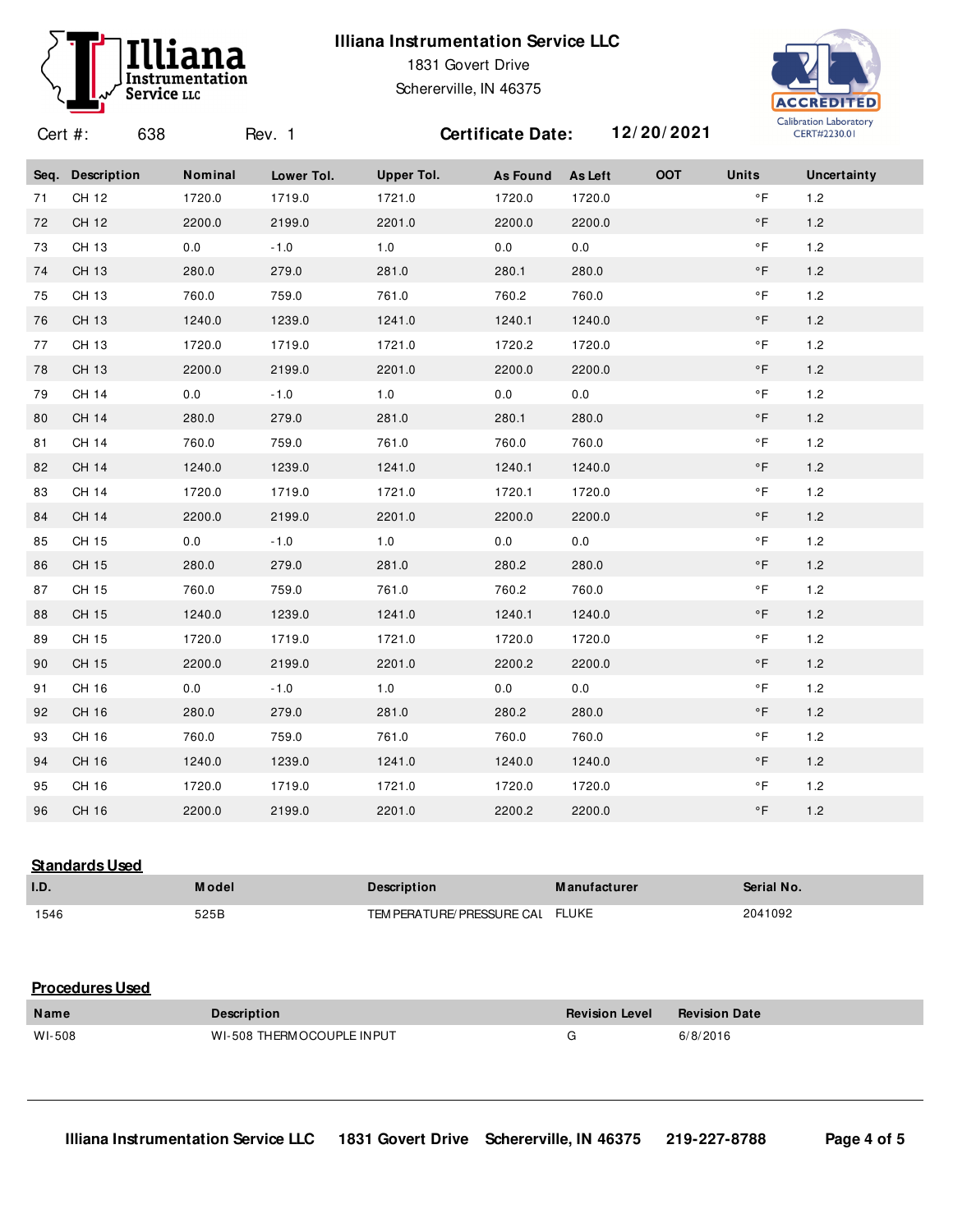# Illiana Instrumentation Service LLC

1831 Govert Drive
Schererville, IN 46375

ACCREDITED Calibration Laboratory CERT#2230.01

Cert #: 638 Rev. 1 **Certificate Date:** **12/20/2021**

| Seq. | Description | Nominal | Lower Tol. | Upper Tol. | As Found | As Left | OOT | Units | Uncertainty |
|---|---|---|---|---|---|---|---|---|---|
| 71 | CH 12 | 1720.0 | 1719.0 | 1721.0 | 1720.0 | 1720.0 | | °F | 1.2 |
| 72 | CH 12 | 2200.0 | 2199.0 | 2201.0 | 2200.0 | 2200.0 | | °F | 1.2 |
| 73 | CH 13 | 0.0 | -1.0 | 1.0 | 0.0 | 0.0 | | °F | 1.2 |
| 74 | CH 13 | 280.0 | 279.0 | 281.0 | 280.1 | 280.0 | | °F | 1.2 |
| 75 | CH 13 | 760.0 | 759.0 | 761.0 | 760.2 | 760.0 | | °F | 1.2 |
| 76 | CH 13 | 1240.0 | 1239.0 | 1241.0 | 1240.1 | 1240.0 | | °F | 1.2 |
| 77 | CH 13 | 1720.0 | 1719.0 | 1721.0 | 1720.2 | 1720.0 | | °F | 1.2 |
| 78 | CH 13 | 2200.0 | 2199.0 | 2201.0 | 2200.0 | 2200.0 | | °F | 1.2 |
| 79 | CH 14 | 0.0 | -1.0 | 1.0 | 0.0 | 0.0 | | °F | 1.2 |
| 80 | CH 14 | 280.0 | 279.0 | 281.0 | 280.1 | 280.0 | | °F | 1.2 |
| 81 | CH 14 | 760.0 | 759.0 | 761.0 | 760.0 | 760.0 | | °F | 1.2 |
| 82 | CH 14 | 1240.0 | 1239.0 | 1241.0 | 1240.1 | 1240.0 | | °F | 1.2 |
| 83 | CH 14 | 1720.0 | 1719.0 | 1721.0 | 1720.1 | 1720.0 | | °F | 1.2 |
| 84 | CH 14 | 2200.0 | 2199.0 | 2201.0 | 2200.0 | 2200.0 | | °F | 1.2 |
| 85 | CH 15 | 0.0 | -1.0 | 1.0 | 0.0 | 0.0 | | °F | 1.2 |
| 86 | CH 15 | 280.0 | 279.0 | 281.0 | 280.2 | 280.0 | | °F | 1.2 |
| 87 | CH 15 | 760.0 | 759.0 | 761.0 | 760.2 | 760.0 | | °F | 1.2 |
| 88 | CH 15 | 1240.0 | 1239.0 | 1241.0 | 1240.1 | 1240.0 | | °F | 1.2 |
| 89 | CH 15 | 1720.0 | 1719.0 | 1721.0 | 1720.0 | 1720.0 | | °F | 1.2 |
| 90 | CH 15 | 2200.0 | 2199.0 | 2201.0 | 2200.2 | 2200.0 | | °F | 1.2 |
| 91 | CH 16 | 0.0 | -1.0 | 1.0 | 0.0 | 0.0 | | °F | 1.2 |
| 92 | CH 16 | 280.0 | 279.0 | 281.0 | 280.2 | 280.0 | | °F | 1.2 |
| 93 | CH 16 | 760.0 | 759.0 | 761.0 | 760.0 | 760.0 | | °F | 1.2 |
| 94 | CH 16 | 1240.0 | 1239.0 | 1241.0 | 1240.0 | 1240.0 | | °F | 1.2 |
| 95 | CH 16 | 1720.0 | 1719.0 | 1721.0 | 1720.0 | 1720.0 | | °F | 1.2 |
| 96 | CH 16 | 2200.0 | 2199.0 | 2201.0 | 2200.2 | 2200.0 | | °F | 1.2 |

## Standards Used

| I.D. | Model | Description | Manufacturer | Serial No. |
|---|---|---|---|---|
| 1546 | 525B | TEMPERATURE/PRESSURE CAL | FLUKE | 2041092 |

## Procedures Used

| Name | Description | Revision Level | Revision Date |
|---|---|---|---|
| WI-508 | WI-508 THERMOCOUPLE INPUT | G | 6/8/2016 |